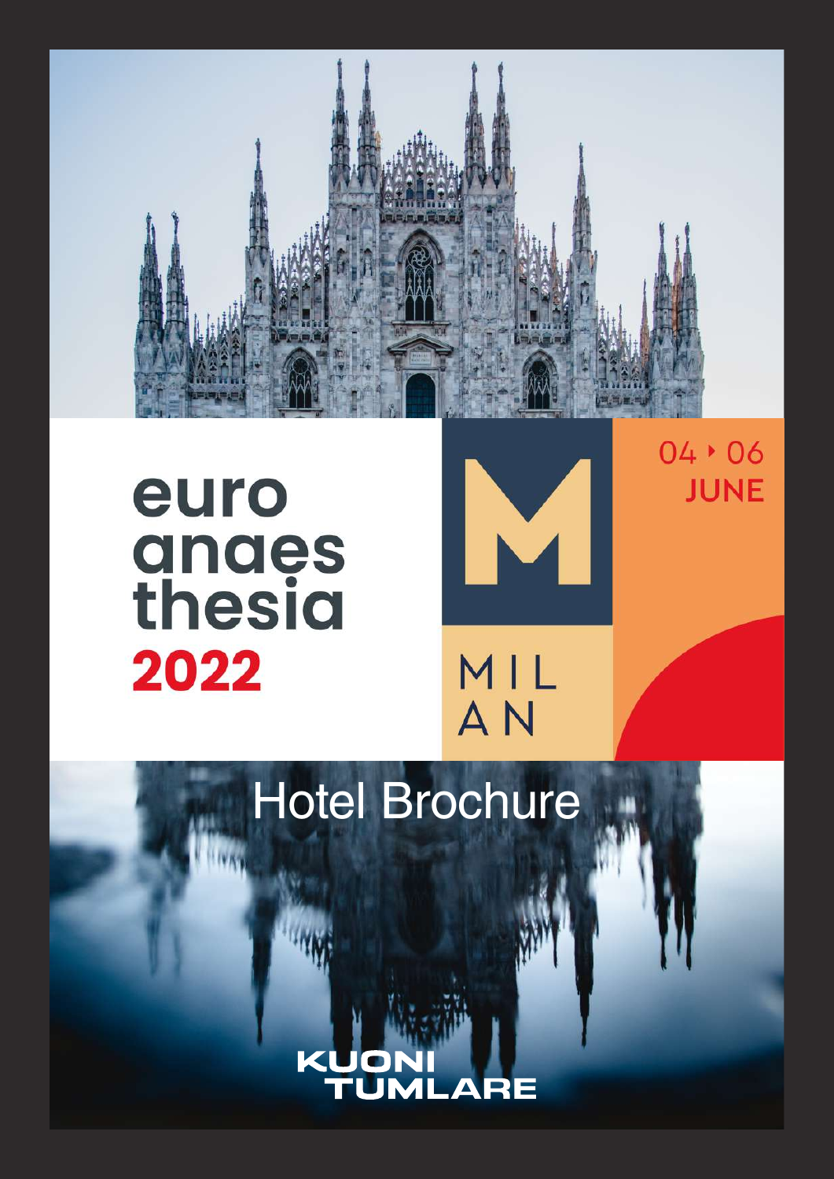# euroanaesthesia 2022

MILAN

04 ‣ 06 JUNE

## Hotel Brochure

KUONI TUMLARE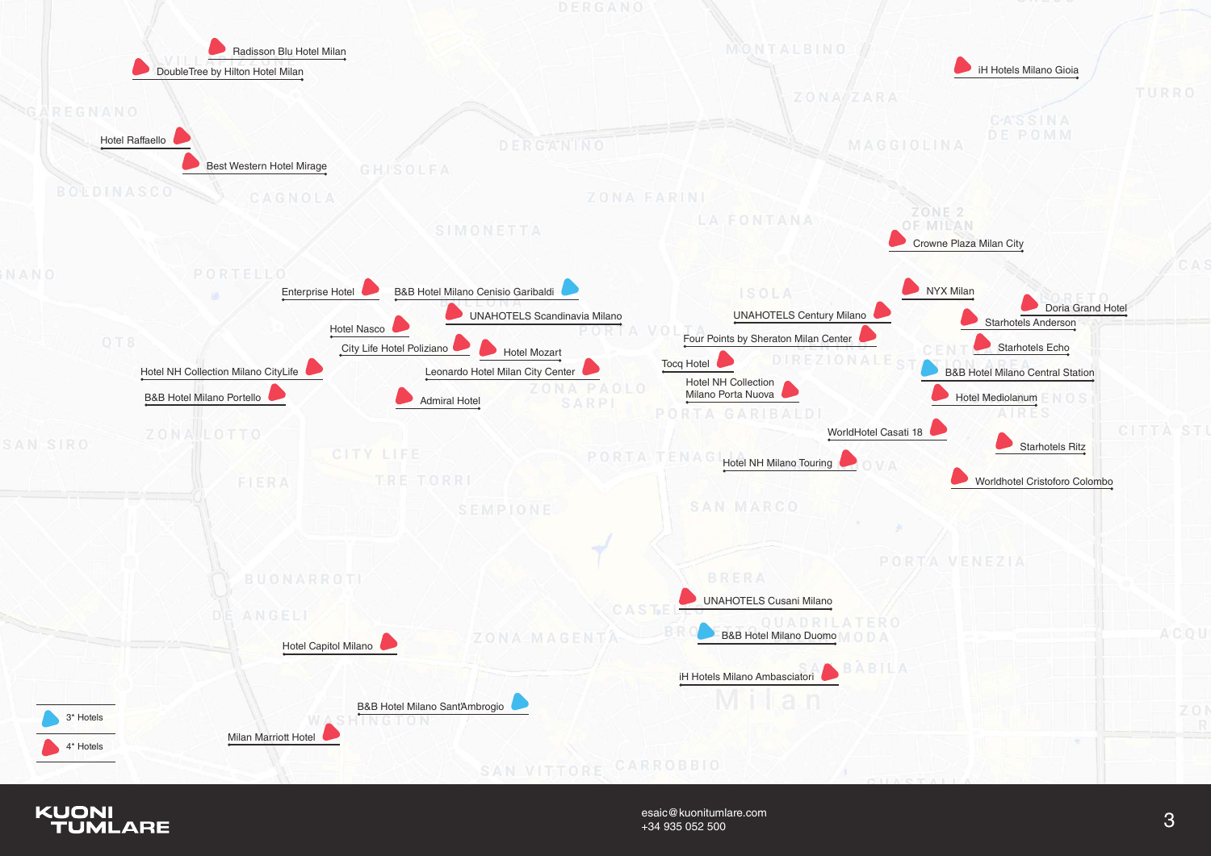Radisson Blu Hotel Milan

DoubleTree by Hilton Hotel Milan

Hotel Raffaello

Best Western Hotel Mirage

iH Hotels Milano Gioia

Crowne Plaza Milan City

Enterprise Hotel

B&B Hotel Milano Cenisio Garibaldi

UNAHOTELS Scandinavia Milano

Hotel Nasco

City Life Hotel Poliziano

Hotel Mozart

Hotel NH Collection Milano CityLife

Leonardo Hotel Milan City Center

B&B Hotel Milano Portello

Admiral Hotel

NYX Milan

Doria Grand Hotel

Starhotels Anderson

UNAHOTELS Century Milano

Four Points by Sheraton Milan Center

Starhotels Echo

Tocq Hotel

B&B Hotel Milano Central Station

Hotel NH Collection Milano Porta Nuova

Hotel Mediolanum

WorldHotel Casati 18

Starhotels Ritz

Hotel NH Milano Touring

Worldhotel Cristoforo Colombo

UNAHOTELS Cusani Milano

B&B Hotel Milano Duomo

Hotel Capitol Milano

iH Hotels Milano Ambasciatori

B&B Hotel Milano SantAmbrogio

Milan Marriott Hotel

3* Hotels

4* Hotels

esaic@kuonitumlare.com
+34 935 052 500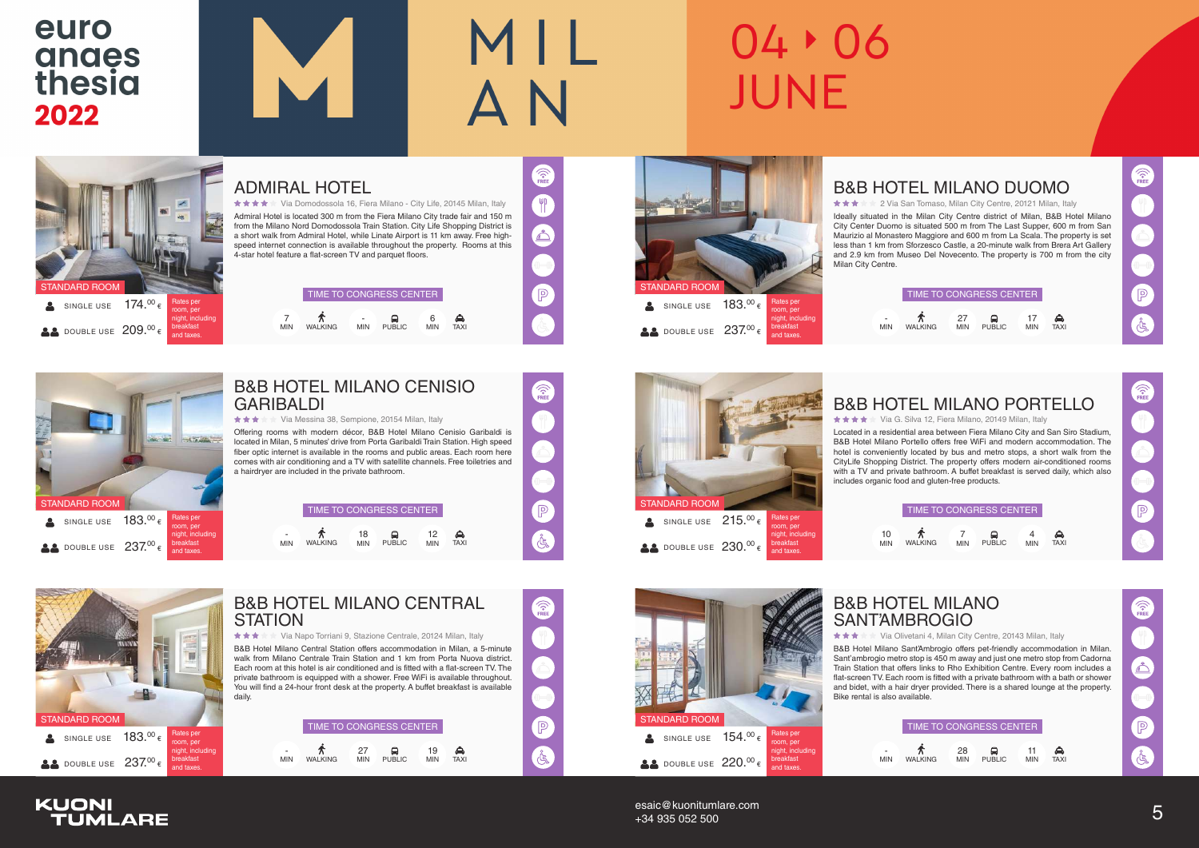euro anaesthesia 2022

MILAN

04 ▸ 06 JUNE

## ADMIRAL HOTEL

★★★★ Via Domodossola 16, Fiera Milano - City Life, 20145 Milan, Italy

Admiral Hotel is located 300 m from the Fiera Milano City trade fair and 150 m from the Milano Nord Domodossola Train Station. City Life Shopping District is a short walk from Admiral Hotel, while Linate Airport is 11 km away. Free high-speed internet connection is available throughout the property. Rooms at this 4-star hotel feature a flat-screen TV and parquet floors.

STANDARD ROOM

| | |
|---|---|
| SINGLE USE | 174.00 € |
| DOUBLE USE | 209.00 € |

Rates per room, per night, including breakfast and taxes.

TIME TO CONGRESS CENTER

| WALKING | PUBLIC | TAXI |
|---|---|---|
| 7 MIN | - MIN | 6 MIN |

## B&B HOTEL MILANO DUOMO

★★ 2 Via San Tomaso, Milan City Centre, 20121 Milan, Italy

Ideally situated in the Milan City Centre district of Milan, B&B Hotel Milano City Center Duomo is situated 500 m from The Last Supper, 600 m from San Maurizio al Monastero Maggiore and 600 m from La Scala. The property is set less than 1 km from Sforzesco Castle, a 20-minute walk from Brera Art Gallery and 2.9 km from Museo Del Novecento. The property is 700 m from the city Milan City Centre.

STANDARD ROOM

| | |
|---|---|
| SINGLE USE | 183.00 € |
| DOUBLE USE | 237.00 € |

Rates per room, per night, including breakfast and taxes.

TIME TO CONGRESS CENTER

| WALKING | PUBLIC | TAXI |
|---|---|---|
| - MIN | 27 MIN | 17 MIN |

## B&B HOTEL MILANO CENISIO GARIBALDI

★★★ Via Messina 38, Sempione, 20154 Milan, Italy

Offering rooms with modern décor, B&B Hotel Milano Cenisio Garibaldi is located in Milan, 5 minutes' drive from Porta Garibaldi Train Station. High speed fiber optic internet is available in the rooms and public areas. Each room here comes with air conditioning and a TV with satellite channels. Free toiletries and a hairdryer are included in the private bathroom.

STANDARD ROOM

| | |
|---|---|
| SINGLE USE | 183.00 € |
| DOUBLE USE | 237.00 € |

Rates per room, per night, including breakfast and taxes.

TIME TO CONGRESS CENTER

| WALKING | PUBLIC | TAXI |
|---|---|---|
| - MIN | 18 MIN | 12 MIN |

## B&B HOTEL MILANO PORTELLO

★★★★ Via G. Silva 12, Fiera Milano, 20149 Milan, Italy

Located in a residential area between Fiera Milano City and San Siro Stadium, B&B Hotel Milano Portello offers free WiFi and modern accommodation. The hotel is conveniently located by bus and metro stops, a short walk from the CityLife Shopping District. The property offers modern air-conditioned rooms with a TV and private bathroom. A buffet breakfast is served daily, which also includes organic food and gluten-free products.

STANDARD ROOM

| | |
|---|---|
| SINGLE USE | 215.00 € |
| DOUBLE USE | 230.00 € |

Rates per room, per night, including breakfast and taxes.

TIME TO CONGRESS CENTER

| WALKING | PUBLIC | TAXI |
|---|---|---|
| 10 MIN | 7 MIN | 4 MIN |

## B&B HOTEL MILANO CENTRAL STATION

★★★ Via Napo Torriani 9, Stazione Centrale, 20124 Milan, Italy

B&B Hotel Milano Central Station offers accommodation in Milan, a 5-minute walk from Milano Centrale Train Station and 1 km from Porta Nuova district. Each room at this hotel is air conditioned and is fitted with a flat-screen TV. The private bathroom is equipped with a shower. Free WiFi is available throughout. You will find a 24-hour front desk at the property. A buffet breakfast is available daily.

STANDARD ROOM

| | |
|---|---|
| SINGLE USE | 183.00 € |
| DOUBLE USE | 237.00 € |

Rates per room, per night, including breakfast and taxes.

TIME TO CONGRESS CENTER

| WALKING | PUBLIC | TAXI |
|---|---|---|
| - MIN | 27 MIN | 19 MIN |

## B&B HOTEL MILANO SANT'AMBROGIO

★★★ Via Olivetani 4, Milan City Centre, 20143 Milan, Italy

B&B Hotel Milano Sant'Ambrogio offers pet-friendly accommodation in Milan. Sant'ambrogio metro stop is 450 m away and just one metro stop from Cadorna Train Station that offers links to Rho Exhibition Centre. Every room includes a flat-screen TV. Each room is fitted with a private bathroom with a bath or shower and bidet, with a hair dryer provided. There is a shared lounge at the property. Bike rental is also available.

STANDARD ROOM

| | |
|---|---|
| SINGLE USE | 154.00 € |
| DOUBLE USE | 220.00 € |

Rates per room, per night, including breakfast and taxes.

TIME TO CONGRESS CENTER

| WALKING | PUBLIC | TAXI |
|---|---|---|
| - MIN | 28 MIN | 11 MIN |

KUONI TUMLARE

esaic@kuonitumlare.com
+34 935 052 500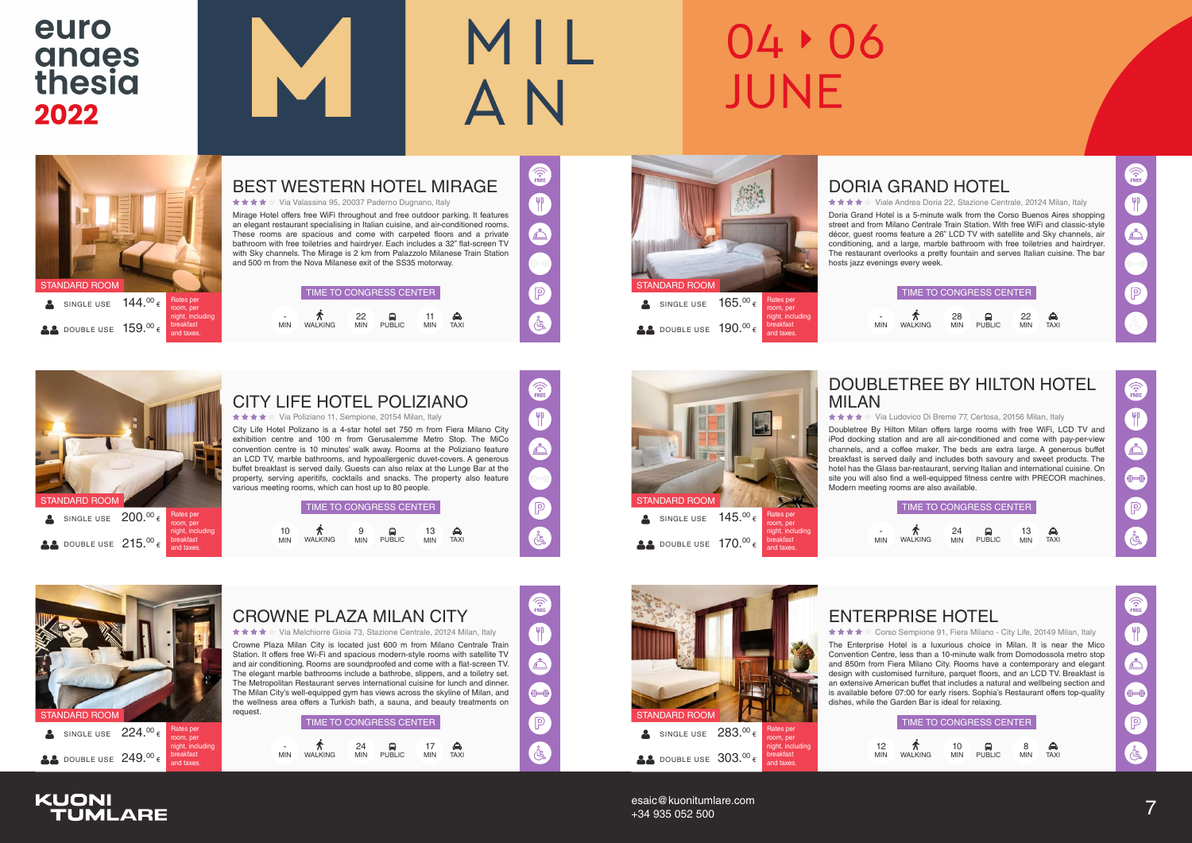euro anaesthesia 2022

# MILAN

04 ▸ 06 JUNE

## BEST WESTERN HOTEL MIRAGE

★★★★ Via Valassina 95, 20037 Paderno Dugnano, Italy

Mirage Hotel offers free WiFi throughout and free outdoor parking. It features an elegant restaurant specialising in Italian cuisine, and air-conditioned rooms. These rooms are spacious and come with carpeted floors and a private bathroom with free toiletries and hairdryer. Each includes a 32" flat-screen TV with Sky channels. The Mirage is 2 km from Palazzolo Milanese Train Station and 500 m from the Nova Milanese exit of the SS35 motorway.

STANDARD ROOM

| | |
|---|---|
| SINGLE USE | 144.00 € |
| DOUBLE USE | 159.00 € |

Rates per room, per night, including breakfast and taxes.

TIME TO CONGRESS CENTER

| WALKING | PUBLIC | TAXI |
|---|---|---|
| - MIN | 22 MIN | 11 MIN |

## DORIA GRAND HOTEL

★★★★ Viale Andrea Doria 22, Stazione Centrale, 20124 Milan, Italy

Doria Grand Hotel is a 5-minute walk from the Corso Buenos Aires shopping street and from Milano Centrale Train Station. With free WiFi and classic-style décor, guest rooms feature a 26" LCD TV with satellite and Sky channels, air conditioning, and a large, marble bathroom with free toiletries and hairdryer. The restaurant overlooks a pretty fountain and serves Italian cuisine. The bar hosts jazz evenings every week.

STANDARD ROOM

| | |
|---|---|
| SINGLE USE | 165.00 € |
| DOUBLE USE | 190.00 € |

Rates per room, per night, including breakfast and taxes.

TIME TO CONGRESS CENTER

| WALKING | PUBLIC | TAXI |
|---|---|---|
| - MIN | 28 MIN | 22 MIN |

## CITY LIFE HOTEL POLIZIANO

★★★★ Via Poliziano 11, Sempione, 20154 Milan, Italy

City Life Hotel Polizano is a 4-star hotel set 750 m from Fiera Milano City exhibition centre and 100 m from Gerusalemme Metro Stop. The MiCo convention centre is 10 minutes' walk away. Rooms at the Poliziano feature an LCD TV, marble bathrooms, and hypoallergenic duvet-covers. A generous buffet breakfast is served daily. Guests can also relax at the Lunge Bar at the property, serving aperitifs, cocktails and snacks. The property also feature various meeting rooms, which can host up to 80 people.

STANDARD ROOM

| | |
|---|---|
| SINGLE USE | 200.00 € |
| DOUBLE USE | 215.00 € |

Rates per room, per night, including breakfast and taxes.

TIME TO CONGRESS CENTER

| WALKING | PUBLIC | TAXI |
|---|---|---|
| 10 MIN | 9 MIN | 13 MIN |

## DOUBLETREE BY HILTON HOTEL MILAN

★★★★ Via Ludovico Di Breme 77, Certosa, 20156 Milan, Italy

Doubletree By Hilton Milan offers large rooms with free WiFi, LCD TV and iPod docking station and are all air-conditioned and come with pay-per-view channels, and a coffee maker. The beds are extra large. A generous buffet breakfast is served daily and includes both savoury and sweet products. The hotel has the Glass bar-restaurant, serving Italian and international cuisine. On site you will also find a well-equipped fitness centre with PRECOR machines. Modern meeting rooms are also available.

STANDARD ROOM

| | |
|---|---|
| SINGLE USE | 145.00 € |
| DOUBLE USE | 170.00 € |

Rates per room, per night, including breakfast and taxes.

TIME TO CONGRESS CENTER

| WALKING | PUBLIC | TAXI |
|---|---|---|
| - MIN | 24 MIN | 13 MIN |

## CROWNE PLAZA MILAN CITY

★★★★ Via Melchiorre Gioia 73, Stazione Centrale, 20124 Milan, Italy

Crowne Plaza Milan City is located just 600 m from Milano Centrale Train Station. It offers free Wi-Fi and spacious modern-style rooms with satellite TV and air conditioning. Rooms are soundproofed and come with a flat-screen TV. The elegant marble bathrooms include a bathrobe, slippers, and a toiletry set. The Metropolitan Restaurant serves international cuisine for lunch and dinner. The Milan City's well-equipped gym has views across the skyline of Milan, and the wellness area offers a Turkish bath, a sauna, and beauty treatments on request.

STANDARD ROOM

| | |
|---|---|
| SINGLE USE | 224.00 € |
| DOUBLE USE | 249.00 € |

Rates per room, per night, including breakfast and taxes.

TIME TO CONGRESS CENTER

| WALKING | PUBLIC | TAXI |
|---|---|---|
| - MIN | 24 MIN | 17 MIN |

## ENTERPRISE HOTEL

★★★★ Corso Sempione 91, Fiera Milano - City Life, 20149 Milan, Italy

The Enterprise Hotel is a luxurious choice in Milan. It is near the Mico Convention Centre, less than a 10-minute walk from Domodossola metro stop and 850m from Fiera Milano City. Rooms have a contemporary and elegant design with customised furniture, parquet floors, and an LCD TV. Breakfast is an extensive American buffet that includes a natural and wellbeing section and is available before 07:00 for early risers. Sophia's Restaurant offers top-quality dishes, while the Garden Bar is ideal for relaxing.

STANDARD ROOM

| | |
|---|---|
| SINGLE USE | 283.00 € |
| DOUBLE USE | 303.00 € |

Rates per room, per night, including breakfast and taxes.

TIME TO CONGRESS CENTER

| WALKING | PUBLIC | TAXI |
|---|---|---|
| 12 MIN | 10 MIN | 8 MIN |

KUONI TUMLARE

esaic@kuonitumlare.com
+34 935 052 500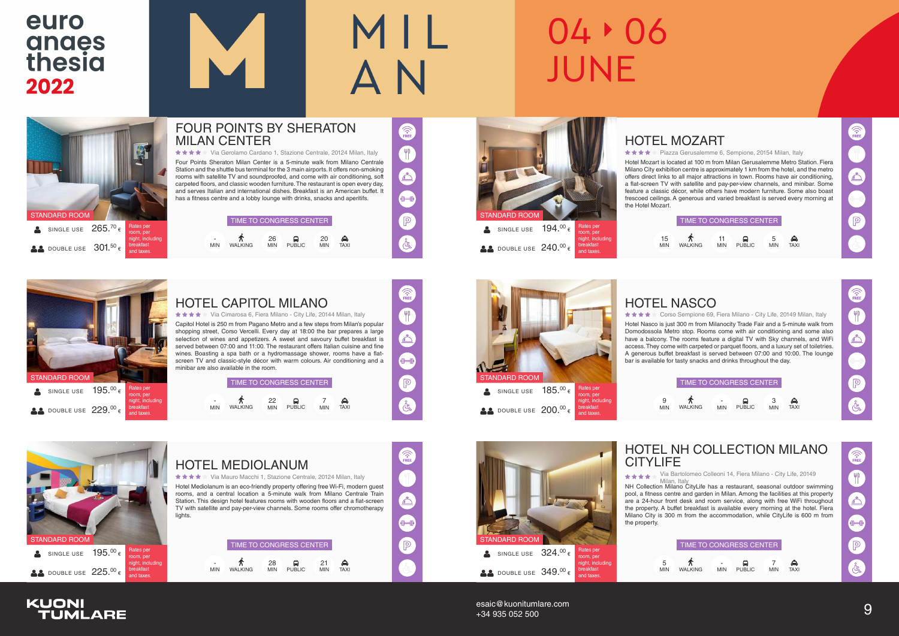# euroanaesthesia 2022

# MILAN

# 04 ▸ 06 JUNE

## FOUR POINTS BY SHERATON MILAN CENTER

★★★★ Via Gerolamo Cardano 1, Stazione Centrale, 20124 Milan, Italy

Four Points Sheraton Milan Center is a 5-minute walk from Milano Centrale Station and the shuttle bus terminal for the 3 main airports. It offers non-smoking rooms with satellite TV and soundproofed, and come with air conditioning, soft carpeted floors, and classic wooden furniture. The restaurant is open every day, and serves Italian and international dishes. Breakfast is an American buffet. It has a fitness centre and a lobby lounge with drinks, snacks and aperitifs.

STANDARD ROOM

| | |
|---|---|
| SINGLE USE | 265.70 € |
| DOUBLE USE | 301.50 € |

Rates per room, per night, including breakfast and taxes.

TIME TO CONGRESS CENTER

| WALKING | PUBLIC | TAXI |
|---|---|---|
| - MIN | 26 MIN | 20 MIN |

## HOTEL MOZART

★★★★ Piazza Gerusalemme 6, Sempione, 20154 Milan, Italy

Hotel Mozart is located at 100 m from Milan Gerusalemme Metro Station. Fiera Milano City exhibition centre is approximately 1 km from the hotel, and the metro offers direct links to all major attractions in town. Rooms have air conditioning, a flat-screen TV with satellite and pay-per-view channels, and minibar. Some feature a classic décor, while others have modern furniture. Some also boast frescoed ceilings. A generous and varied breakfast is served every morning at the Hotel Mozart.

STANDARD ROOM

| | |
|---|---|
| SINGLE USE | 194.00 € |
| DOUBLE USE | 240.00 € |

Rates per room, per night, including breakfast and taxes.

TIME TO CONGRESS CENTER

| WALKING | PUBLIC | TAXI |
|---|---|---|
| 15 MIN | 11 MIN | 5 MIN |

## HOTEL CAPITOL MILANO

★★★★ Via Cimarosa 6, Fiera Milano - City Life, 20144 Milan, Italy

Capitol Hotel is 250 m from Pagano Metro and a few steps from Milan's popular shopping street, Corso Vercelli. Every day at 18:00 the bar prepares a large selection of wines and appetizers. A sweet and savoury buffet breakfast is served between 07:00 and 11:00. The restaurant offers Italian cuisine and fine wines. Boasting a spa bath or a hydromassage shower, rooms have a flat-screen TV and classic-style décor with warm colours. Air conditioning and a minibar are also available in the room.

STANDARD ROOM

| | |
|---|---|
| SINGLE USE | 195.00 € |
| DOUBLE USE | 229.00 € |

Rates per room, per night, including breakfast and taxes.

TIME TO CONGRESS CENTER

| WALKING | PUBLIC | TAXI |
|---|---|---|
| - MIN | 22 MIN | 7 MIN |

## HOTEL NASCO

★★★★ Corso Sempione 69, Fiera Milano - City Life, 20149 Milan, Italy

Hotel Nasco is just 300 m from Milanocity Trade Fair and a 5-minute walk from Domodossola Metro stop. Rooms come with air conditioning and some also have a balcony. The rooms feature a digital TV with Sky channels, and WiFi access. They come with carpeted or parquet floors, and a luxury set of toiletries. A generous buffet breakfast is served between 07:00 and 10:00. The lounge bar is available for tasty snacks and drinks throughout the day.

STANDARD ROOM

| | |
|---|---|
| SINGLE USE | 185.00 € |
| DOUBLE USE | 200.00 € |

Rates per room, per night, including breakfast and taxes.

TIME TO CONGRESS CENTER

| WALKING | PUBLIC | TAXI |
|---|---|---|
| 9 MIN | - MIN | 3 MIN |

## HOTEL MEDIOLANUM

★★★★ Via Mauro Macchi 1, Stazione Centrale, 20124 Milan, Italy

Hotel Mediolanum is an eco-friendly property offering free Wi-Fi, modern guest rooms, and a central location a 5-minute walk from Milano Centrale Train Station. This design hotel features rooms with wooden floors and a flat-screen TV with satellite and pay-per-view channels. Some rooms offer chromotherapy lights.

STANDARD ROOM

| | |
|---|---|
| SINGLE USE | 195.00 € |
| DOUBLE USE | 225.00 € |

Rates per room, per night, including breakfast and taxes.

TIME TO CONGRESS CENTER

| WALKING | PUBLIC | TAXI |
|---|---|---|
| - MIN | 28 MIN | 21 MIN |

## HOTEL NH COLLECTION MILANO CITYLIFE

★★★★ Via Bartolomeo Colleoni 14, Fiera Milano - City Life, 20149 Milan, Italy

NH Collection Milano CityLife has a restaurant, seasonal outdoor swimming pool, a fitness centre and garden in Milan. Among the facilities at this property are a 24-hour front desk and room service, along with free WiFi throughout the property. A buffet breakfast is available every morning at the hotel. Fiera Milano City is 300 m from the accommodation, while CityLife is 600 m from the property.

STANDARD ROOM

| | |
|---|---|
| SINGLE USE | 324.00 € |
| DOUBLE USE | 349.00 € |

Rates per room, per night, including breakfast and taxes.

TIME TO CONGRESS CENTER

| WALKING | PUBLIC | TAXI |
|---|---|---|
| 5 MIN | - MIN | 7 MIN |

KUONI TUMLARE

esaic@kuonitumlare.com
+34 935 052 500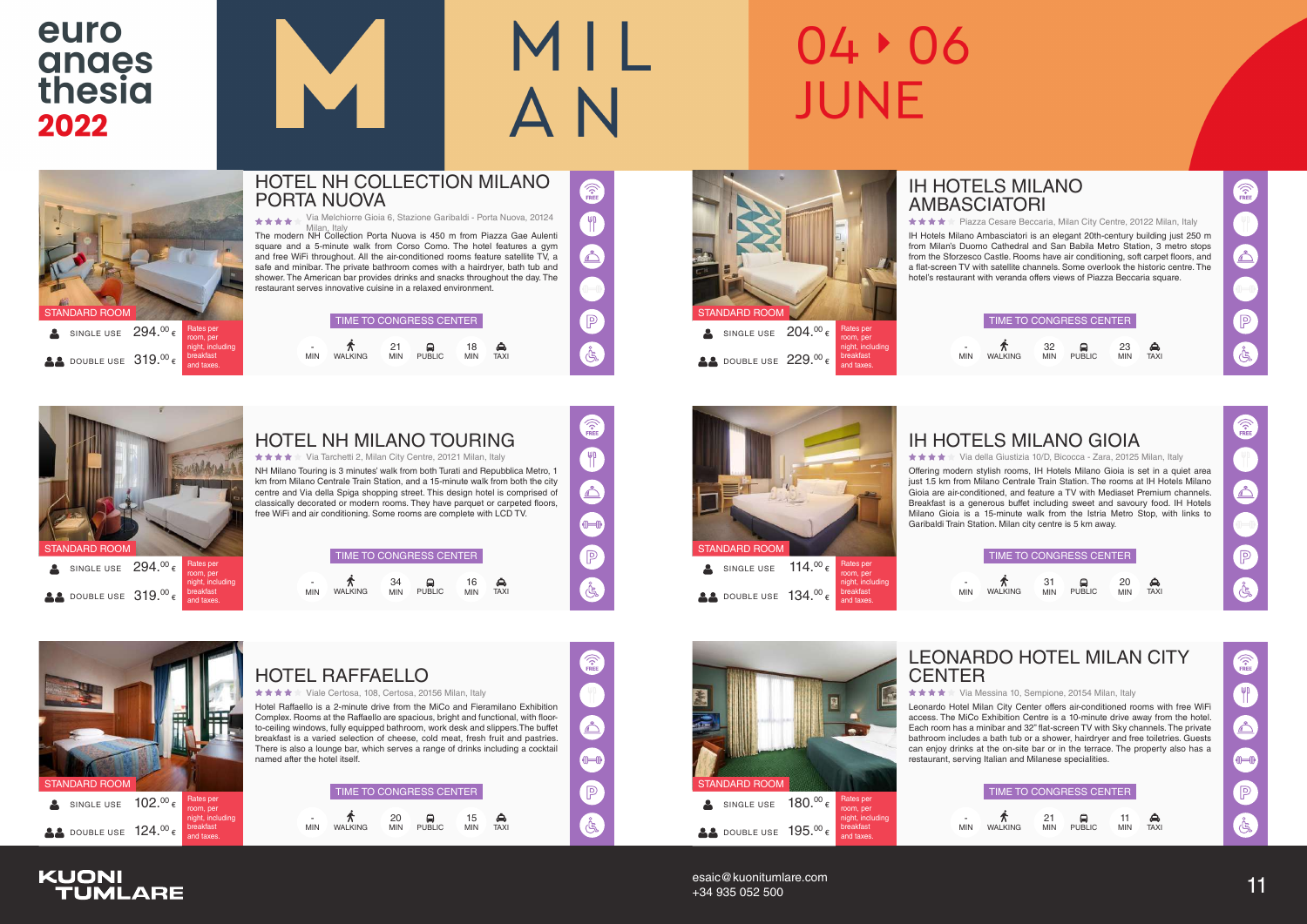# euroanaesthesia 2022

# MILAN

# 04 ▸ 06 JUNE

## HOTEL NH COLLECTION MILANO PORTA NUOVA

★★★★ Via Melchiorre Gioia 6, Stazione Garibaldi - Porta Nuova, 20124 Milan, Italy

The modern NH Collection Porta Nuova is 450 m from Piazza Gae Aulenti square and a 5-minute walk from Corso Como. The hotel features a gym and free WiFi throughout. All the air-conditioned rooms feature satellite TV, a safe and minibar. The private bathroom comes with a hairdryer, bath tub and shower. The American bar provides drinks and snacks throughout the day. The restaurant serves innovative cuisine in a relaxed environment.

STANDARD ROOM

| | |
|---|---|
| SINGLE USE | 294.00 € |
| DOUBLE USE | 319.00 € |

Rates per room, per night, including breakfast and taxes.

TIME TO CONGRESS CENTER

| WALKING | PUBLIC | TAXI |
|---|---|---|
| - MIN | 21 MIN | 18 MIN |

## IH HOTELS MILANO AMBASCIATORI

★★★★ Piazza Cesare Beccaria, Milan City Centre, 20122 Milan, Italy

IH Hotels Milano Ambasciatori is an elegant 20th-century building just 250 m from Milan's Duomo Cathedral and San Babila Metro Station, 3 metro stops from the Sforzesco Castle. Rooms have air conditioning, soft carpet floors, and a flat-screen TV with satellite channels. Some overlook the historic centre. The hotel's restaurant with veranda offers views of Piazza Beccaria square.

STANDARD ROOM

| | |
|---|---|
| SINGLE USE | 204.00 € |
| DOUBLE USE | 229.00 € |

Rates per room, per night, including breakfast and taxes.

TIME TO CONGRESS CENTER

| WALKING | PUBLIC | TAXI |
|---|---|---|
| - MIN | 32 MIN | 23 MIN |

## HOTEL NH MILANO TOURING

★★★★ Via Tarchetti 2, Milan City Centre, 20121 Milan, Italy

NH Milano Touring is 3 minutes' walk from both Turati and Repubblica Metro, 1 km from Milano Centrale Train Station, and a 15-minute walk from both the city centre and Via della Spiga shopping street. This design hotel is comprised of classically decorated or modern rooms. They have parquet or carpeted floors, free WiFi and air conditioning. Some rooms are complete with LCD TV.

STANDARD ROOM

| | |
|---|---|
| SINGLE USE | 294.00 € |
| DOUBLE USE | 319.00 € |

Rates per room, per night, including breakfast and taxes.

TIME TO CONGRESS CENTER

| WALKING | PUBLIC | TAXI |
|---|---|---|
| - MIN | 34 MIN | 16 MIN |

## IH HOTELS MILANO GIOIA

★★★★ Via della Giustizia 10/D, Bicocca - Zara, 20125 Milan, Italy

Offering modern stylish rooms, IH Hotels Milano Gioia is set in a quiet area just 1.5 km from Milano Centrale Train Station. The rooms at IH Hotels Milano Gioia are air-conditioned, and feature a TV with Mediaset Premium channels. Breakfast is a generous buffet including sweet and savoury food. IH Hotels Milano Gioia is a 15-minute walk from the Istria Metro Stop, with links to Garibaldi Train Station. Milan city centre is 5 km away.

STANDARD ROOM

| | |
|---|---|
| SINGLE USE | 114.00 € |
| DOUBLE USE | 134.00 € |

Rates per room, per night, including breakfast and taxes.

TIME TO CONGRESS CENTER

| WALKING | PUBLIC | TAXI |
|---|---|---|
| - MIN | 31 MIN | 20 MIN |

## HOTEL RAFFAELLO

★★★★ Viale Certosa, 108, Certosa, 20156 Milan, Italy

Hotel Raffaello is a 2-minute drive from the MiCo and Fieramilano Exhibition Complex. Rooms at the Raffaello are spacious, bright and functional, with floor-to-ceiling windows, fully equipped bathroom, work desk and slippers.The buffet breakfast is a varied selection of cheese, cold meat, fresh fruit and pastries. There is also a lounge bar, which serves a range of drinks including a cocktail named after the hotel itself.

STANDARD ROOM

| | |
|---|---|
| SINGLE USE | 102.00 € |
| DOUBLE USE | 124.00 € |

Rates per room, per night, including breakfast and taxes.

TIME TO CONGRESS CENTER

| WALKING | PUBLIC | TAXI |
|---|---|---|
| - MIN | 20 MIN | 15 MIN |

## LEONARDO HOTEL MILAN CITY CENTER

★★★★ Via Messina 10, Sempione, 20154 Milan, Italy

Leonardo Hotel Milan City Center offers air-conditioned rooms with free WiFi access. The MiCo Exhibition Centre is a 10-minute drive away from the hotel. Each room has a minibar and 32" flat-screen TV with Sky channels. The private bathroom includes a bath tub or a shower, hairdryer and free toiletries. Guests can enjoy drinks at the on-site bar or in the terrace. The property also has a restaurant, serving Italian and Milanese specialities.

STANDARD ROOM

| | |
|---|---|
| SINGLE USE | 180.00 € |
| DOUBLE USE | 195.00 € |

Rates per room, per night, including breakfast and taxes.

TIME TO CONGRESS CENTER

| WALKING | PUBLIC | TAXI |
|---|---|---|
| - MIN | 21 MIN | 11 MIN |

KUONI TUMLARE

esaic@kuonitumlare.com
+34 935 052 500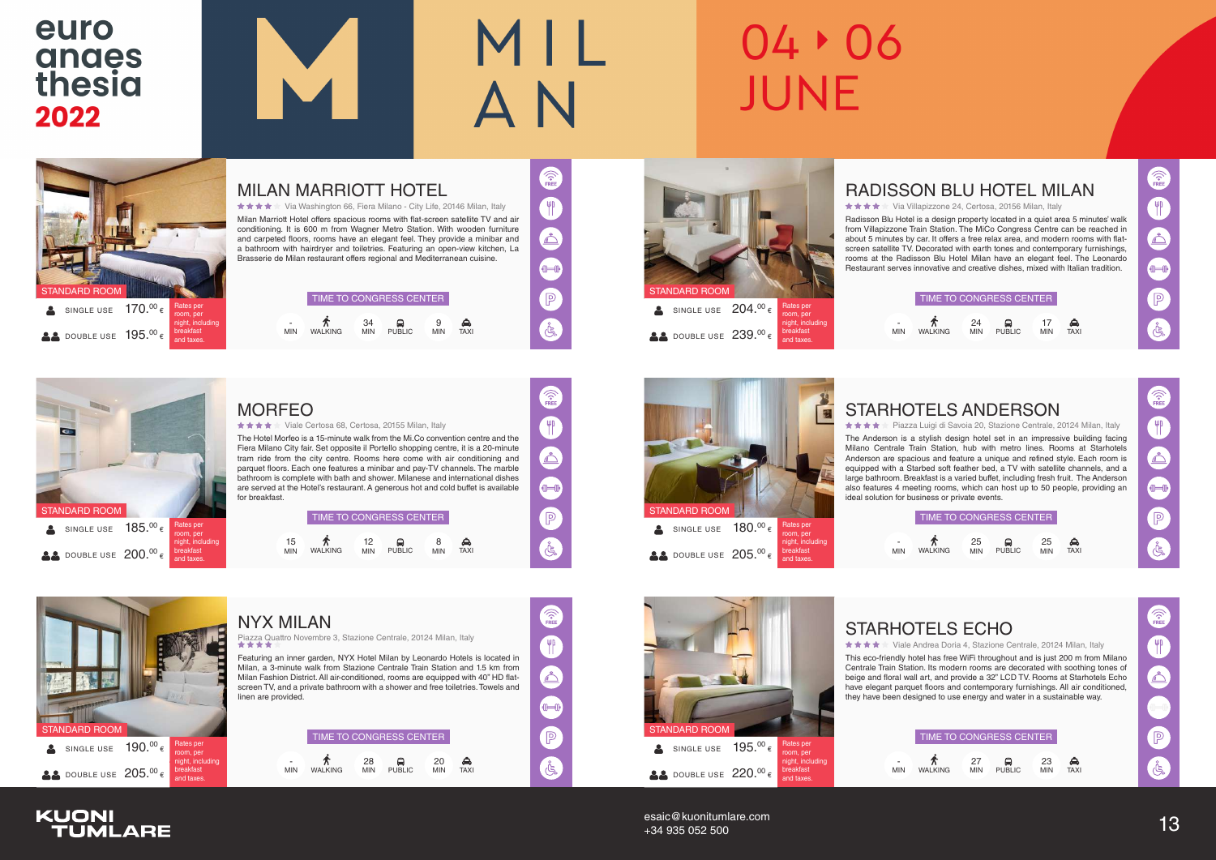euro anaesthesia 2022

# MILAN 04 ▸ 06 JUNE

## MILAN MARRIOTT HOTEL

★★★★ Via Washington 66, Fiera Milano - City Life, 20146 Milan, Italy

Milan Marriott Hotel offers spacious rooms with flat-screen satellite TV and air conditioning. It is 600 m from Wagner Metro Station. With wooden furniture and carpeted floors, rooms have an elegant feel. They provide a minibar and a bathroom with hairdryer and toiletries. Featuring an open-view kitchen, La Brasserie de Milan restaurant offers regional and Mediterranean cuisine.

STANDARD ROOM

| | Rate |
|---|---|
| SINGLE USE | 170.00 € |
| DOUBLE USE | 195.00 € |

Rates per room, per night, including breakfast and taxes.

TIME TO CONGRESS CENTER

| WALKING | PUBLIC | TAXI |
|---|---|---|
| - MIN | 34 MIN | 9 MIN |

## RADISSON BLU HOTEL MILAN

★★★★ Via Villapizzone 24, Certosa, 20156 Milan, Italy

Radisson Blu Hotel is a design property located in a quiet area 5 minutes' walk from Villapizzone Train Station. The MiCo Congress Centre can be reached in about 5 minutes by car. It offers a free relax area, and modern rooms with flat-screen satellite TV. Decorated with earth tones and contemporary furnishings, rooms at the Radisson Blu Hotel Milan have an elegant feel. The Leonardo Restaurant serves innovative and creative dishes, mixed with Italian tradition.

STANDARD ROOM

| | Rate |
|---|---|
| SINGLE USE | 204.00 € |
| DOUBLE USE | 239.00 € |

Rates per room, per night, including breakfast and taxes.

TIME TO CONGRESS CENTER

| WALKING | PUBLIC | TAXI |
|---|---|---|
| - MIN | 24 MIN | 17 MIN |

## MORFEO

★★★★ Viale Certosa 68, Certosa, 20155 Milan, Italy

The Hotel Morfeo is a 15-minute walk from the Mi.Co convention centre and the Fiera Milano City fair. Set opposite il Portello shopping centre, it is a 20-minute tram ride from the city centre. Rooms here come with air conditioning and parquet floors. Each one features a minibar and pay-TV channels. The marble bathroom is complete with bath and shower. Milanese and international dishes are served at the Hotel's restaurant. A generous hot and cold buffet is available for breakfast.

STANDARD ROOM

| | Rate |
|---|---|
| SINGLE USE | 185.00 € |
| DOUBLE USE | 200.00 € |

Rates per room, per night, including breakfast and taxes.

TIME TO CONGRESS CENTER

| WALKING | PUBLIC | TAXI |
|---|---|---|
| 15 MIN | 12 MIN | 8 MIN |

## STARHOTELS ANDERSON

★★★★ Piazza Luigi di Savoia 20, Stazione Centrale, 20124 Milan, Italy

The Anderson is a stylish design hotel set in an impressive building facing Milano Centrale Train Station, hub with metro lines. Rooms at Starhotels Anderson are spacious and feature a unique and refined style. Each room is equipped with a Starbed soft feather bed, a TV with satellite channels, and a large bathroom. Breakfast is a varied buffet, including fresh fruit. The Anderson also features 4 meeting rooms, which can host up to 50 people, providing an ideal solution for business or private events.

STANDARD ROOM

| | Rate |
|---|---|
| SINGLE USE | 180.00 € |
| DOUBLE USE | 205.00 € |

Rates per room, per night, including breakfast and taxes.

TIME TO CONGRESS CENTER

| WALKING | PUBLIC | TAXI |
|---|---|---|
| - MIN | 25 MIN | 25 MIN |

## NYX MILAN

★★★★ Piazza Quattro Novembre 3, Stazione Centrale, 20124 Milan, Italy

Featuring an inner garden, NYX Hotel Milan by Leonardo Hotels is located in Milan, a 3-minute walk from Stazione Centrale Train Station and 1.5 km from Milan Fashion District. All air-conditioned, rooms are equipped with 40" HD flat-screen TV, and a private bathroom with a shower and free toiletries. Towels and linen are provided.

STANDARD ROOM

| | Rate |
|---|---|
| SINGLE USE | 190.00 € |
| DOUBLE USE | 205.00 € |

Rates per room, per night, including breakfast and taxes.

TIME TO CONGRESS CENTER

| WALKING | PUBLIC | TAXI |
|---|---|---|
| - MIN | 28 MIN | 20 MIN |

## STARHOTELS ECHO

★★★★ Viale Andrea Doria 4, Stazione Centrale, 20124 Milan, Italy

This eco-friendly hotel has free WiFi throughout and is just 200 m from Milano Centrale Train Station. Its modern rooms are decorated with soothing tones of beige and floral wall art, and provide a 32" LCD TV. Rooms at Starhotels Echo have elegant parquet floors and contemporary furnishings. All air conditioned, they have been designed to use energy and water in a sustainable way.

STANDARD ROOM

| | Rate |
|---|---|
| SINGLE USE | 195.00 € |
| DOUBLE USE | 220.00 € |

Rates per room, per night, including breakfast and taxes.

TIME TO CONGRESS CENTER

| WALKING | PUBLIC | TAXI |
|---|---|---|
| - MIN | 27 MIN | 23 MIN |

KUONI TUMLARE

esaic@kuonitumlare.com
+34 935 052 500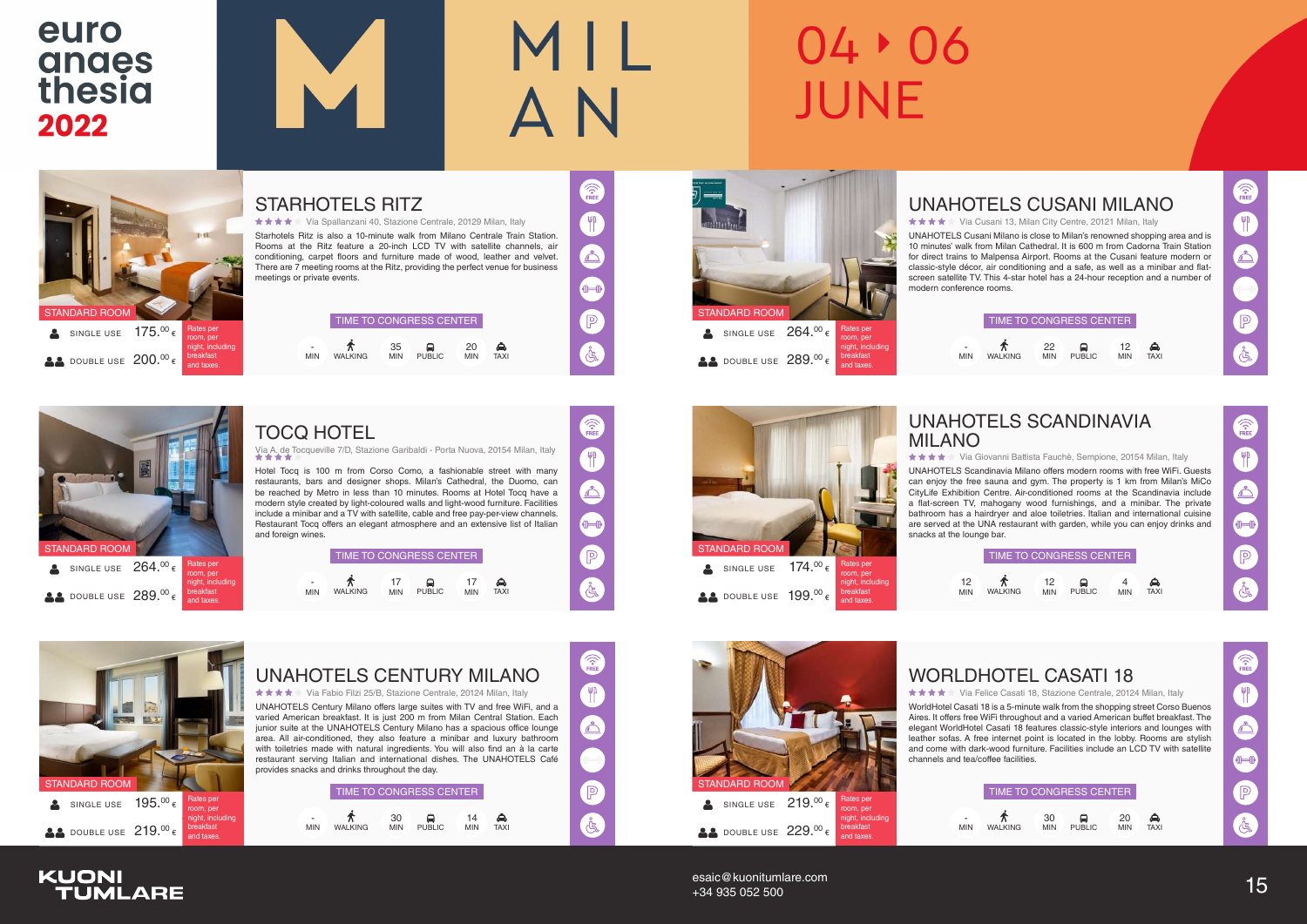euro anaesthesia 2022

MILAN

04 ▸ 06 JUNE

## STARHOTELS RITZ

★★★★ Via Spallanzani 40, Stazione Centrale, 20129 Milan, Italy

Starhotels Ritz is also a 10-minute walk from Milano Centrale Train Station. Rooms at the Ritz feature a 20-inch LCD TV with satellite channels, air conditioning, carpet floors and furniture made of wood, leather and velvet. There are 7 meeting rooms at the Ritz, providing the perfect venue for business meetings or private events.

STANDARD ROOM

| | Price |
|---|---|
| SINGLE USE | 175.00 € |
| DOUBLE USE | 200.00 € |

Rates per room, per night, including breakfast and taxes.

TIME TO CONGRESS CENTER

| WALKING | PUBLIC | TAXI |
|---|---|---|
| - MIN | 35 MIN | 20 MIN |

## UNAHOTELS CUSANI MILANO

★★★★ Via Cusani 13, Milan City Centre, 20121 Milan, Italy

UNAHOTELS Cusani Milano is close to Milan's renowned shopping area and is 10 minutes' walk from Milan Cathedral. It is 600 m from Cadorna Train Station for direct trains to Malpensa Airport. Rooms at the Cusani feature modern or classic-style décor, air conditioning and a safe, as well as a minibar and flat-screen satellite TV. This 4-star hotel has a 24-hour reception and a number of modern conference rooms.

STANDARD ROOM

| | Price |
|---|---|
| SINGLE USE | 264.00 € |
| DOUBLE USE | 289.00 € |

Rates per room, per night, including breakfast and taxes.

TIME TO CONGRESS CENTER

| WALKING | PUBLIC | TAXI |
|---|---|---|
| - MIN | 22 MIN | 12 MIN |

## TOCQ HOTEL

★★★★ Via A. de Tocqueville 7/D, Stazione Garibaldi - Porta Nuova, 20154 Milan, Italy

Hotel Tocq is 100 m from Corso Como, a fashionable street with many restaurants, bars and designer shops. Milan's Cathedral, the Duomo, can be reached by Metro in less than 10 minutes. Rooms at Hotel Tocq have a modern style created by light-coloured walls and light-wood furniture. Facilities include a minibar and a TV with satellite, cable and free pay-per-view channels. Restaurant Tocq offers an elegant atmosphere and an extensive list of Italian and foreign wines.

STANDARD ROOM

| | Price |
|---|---|
| SINGLE USE | 264.00 € |
| DOUBLE USE | 289.00 € |

Rates per room, per night, including breakfast and taxes.

TIME TO CONGRESS CENTER

| WALKING | PUBLIC | TAXI |
|---|---|---|
| - MIN | 17 MIN | 17 MIN |

## UNAHOTELS SCANDINAVIA MILANO

★★★★ Via Giovanni Battista Fauchè, Sempione, 20154 Milan, Italy

UNAHOTELS Scandinavia Milano offers modern rooms with free WiFi. Guests can enjoy the free sauna and gym. The property is 1 km from Milan's MiCo CityLife Exhibition Centre. Air-conditioned rooms at the Scandinavia include a flat-screen TV, mahogany wood furnishings, and a minibar. The private bathroom has a hairdryer and aloe toiletries. Italian and international cuisine are served at the UNA restaurant with garden, while you can enjoy drinks and snacks at the lounge bar.

STANDARD ROOM

| | Price |
|---|---|
| SINGLE USE | 174.00 € |
| DOUBLE USE | 199.00 € |

Rates per room, per night, including breakfast and taxes.

TIME TO CONGRESS CENTER

| WALKING | PUBLIC | TAXI |
|---|---|---|
| 12 MIN | 12 MIN | 4 MIN |

## UNAHOTELS CENTURY MILANO

★★★★ Via Fabio Filzi 25/B, Stazione Centrale, 20124 Milan, Italy

UNAHOTELS Century Milano offers large suites with TV and free WiFi, and a varied American breakfast. It is just 200 m from Milan Central Station. Each junior suite at the UNAHOTELS Century Milano has a spacious office lounge area. All air-conditioned, they also feature a minibar and luxury bathroom with toiletries made with natural ingredients. You will also find an à la carte restaurant serving Italian and international dishes. The UNAHOTELS Café provides snacks and drinks throughout the day.

STANDARD ROOM

| | Price |
|---|---|
| SINGLE USE | 195.00 € |
| DOUBLE USE | 219.00 € |

Rates per room, per night, including breakfast and taxes.

TIME TO CONGRESS CENTER

| WALKING | PUBLIC | TAXI |
|---|---|---|
| - MIN | 30 MIN | 14 MIN |

## WORLDHOTEL CASATI 18

★★★★ Via Felice Casati 18, Stazione Centrale, 20124 Milan, Italy

WorldHotel Casati 18 is a 5-minute walk from the shopping street Corso Buenos Aires. It offers free WiFi throughout and a varied American buffet breakfast. The elegant WorldHotel Casati 18 features classic-style interiors and lounges with leather sofas. A free internet point is located in the lobby. Rooms are stylish and come with dark-wood furniture. Facilities include an LCD TV with satellite channels and tea/coffee facilities.

STANDARD ROOM

| | Price |
|---|---|
| SINGLE USE | 219.00 € |
| DOUBLE USE | 229.00 € |

Rates per room, per night, including breakfast and taxes.

TIME TO CONGRESS CENTER

| WALKING | PUBLIC | TAXI |
|---|---|---|
| - MIN | 30 MIN | 20 MIN |

KUONI TUMLARE

esaic@kuonitumlare.com
+34 935 052 500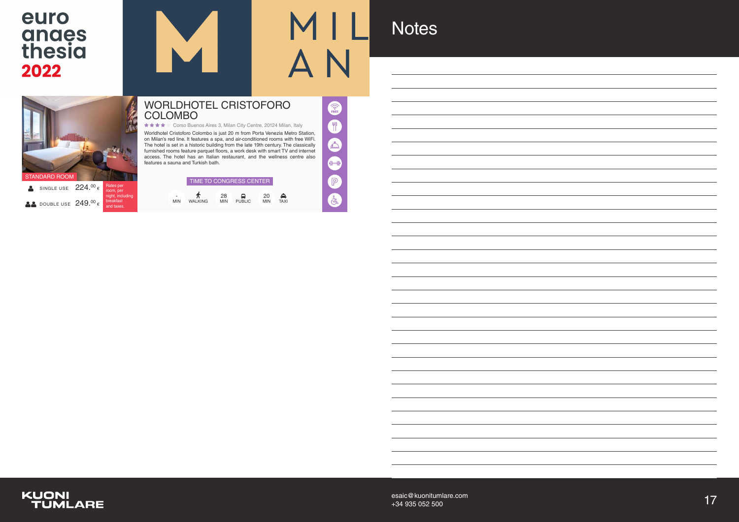euro anaesthesia 2022

# MILAN

## WORLDHOTEL CRISTOFORO COLOMBO

★★★★ Corso Buenos Aires 3, Milan City Centre, 20124 Milan, Italy

Worldhotel Cristoforo Colombo is just 20 m from Porta Venezia Metro Station, on Milan's red line. It features a spa, and air-conditioned rooms with free WiFi. The hotel is set in a historic building from the late 19th century. The classically furnished rooms feature parquet floors, a work desk with smart TV and internet access. The hotel has an Italian restaurant, and the wellness centre also features a sauna and Turkish bath.

STANDARD ROOM

| | |
|---|---|
| SINGLE USE | 224.00 € |
| DOUBLE USE | 249.00 € |

Rates per room, per night, including breakfast and taxes.

TIME TO CONGRESS CENTER

| WALKING | PUBLIC | TAXI |
|---|---|---|
| - MIN | 28 MIN | 20 MIN |

# Notes

KUONI TUMLARE

esaic@kuonitumlare.com
+34 935 052 500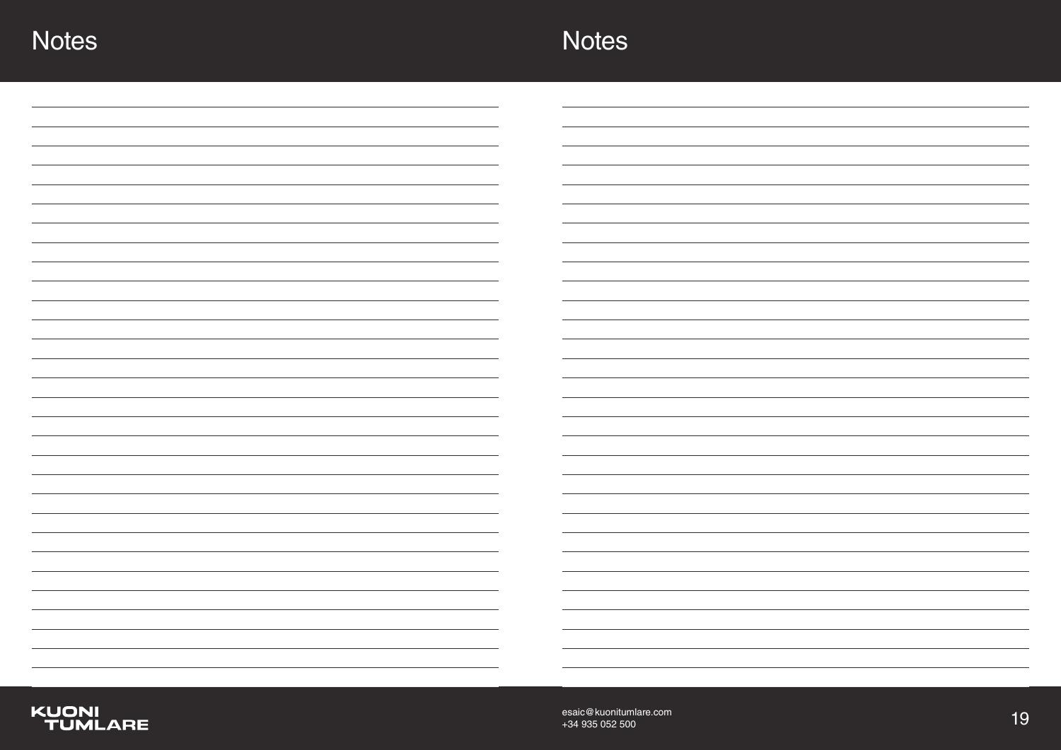# Notes

# Notes

esaic@kuonitumlare.com
+34 935 052 500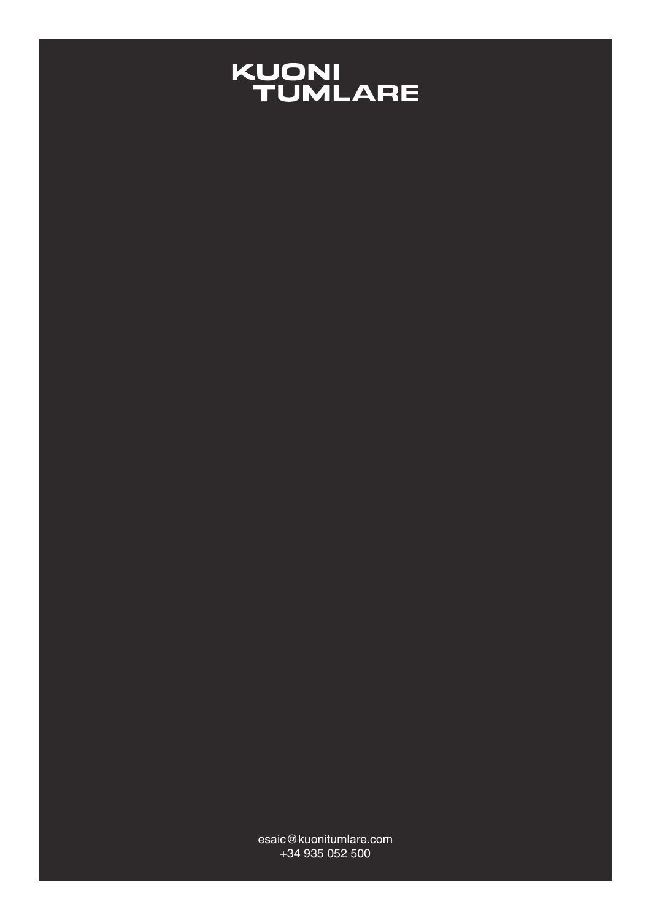KUONI
TUMLARE

esaic@kuonitumlare.com
+34 935 052 500